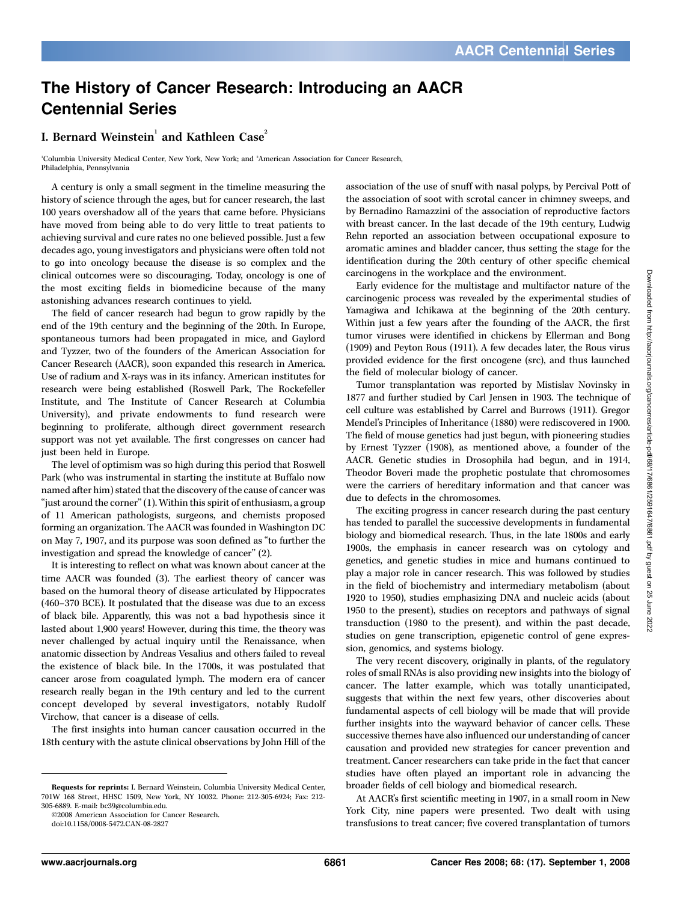# The History of Cancer Research: Introducing an AACR Centennial Series

## I. Bernard Weinstein[1] and Kathleen Case[2]

[1]Columbia University Medical Center, New York, New York; and [2]American Association for Cancer Research, Philadelphia, Pennsylvania

A century is only a small segment in the timeline measuring the history of science through the ages, but for cancer research, the last 100 years overshadow all of the years that came before. Physicians have moved from being able to do very little to treat patients to achieving survival and cure rates no one believed possible. Just a few decades ago, young investigators and physicians were often told not to go into oncology because the disease is so complex and the clinical outcomes were so discouraging. Today, oncology is one of the most exciting fields in biomedicine because of the many astonishing advances research continues to yield.

The field of cancer research had begun to grow rapidly by the end of the 19th century and the beginning of the 20th. In Europe, spontaneous tumors had been propagated in mice, and Gaylord and Tyzzer, two of the founders of the American Association for Cancer Research (AACR), soon expanded this research in America. Use of radium and X-rays was in its infancy. American institutes for research were being established (Roswell Park, The Rockefeller Institute, and The Institute of Cancer Research at Columbia University), and private endowments to fund research were beginning to proliferate, although direct government research support was not yet available. The first congresses on cancer had just been held in Europe.

The level of optimism was so high during this period that Roswell Park (who was instrumental in starting the institute at Buffalo now named after him) stated that the discovery of the cause of cancer was "just around the corner" (1). Within this spirit of enthusiasm, a group of 11 American pathologists, surgeons, and chemists proposed forming an organization. The AACR was founded in Washington DC on May 7, 1907, and its purpose was soon defined as "to further the investigation and spread the knowledge of cancer" (2).

It is interesting to reflect on what was known about cancer at the time AACR was founded (3). The earliest theory of cancer was based on the humoral theory of disease articulated by Hippocrates (460–370 BCE). It postulated that the disease was due to an excess of black bile. Apparently, this was not a bad hypothesis since it lasted about 1,900 years! However, during this time, the theory was never challenged by actual inquiry until the Renaissance, when anatomic dissection by Andreas Vesalius and others failed to reveal the existence of black bile. In the 1700s, it was postulated that cancer arose from coagulated lymph. The modern era of cancer research really began in the 19th century and led to the current concept developed by several investigators, notably Rudolf Virchow, that cancer is a disease of cells.

The first insights into human cancer causation occurred in the 18th century with the astute clinical observations by John Hill of the association of the use of snuff with nasal polyps, by Percival Pott of the association of soot with scrotal cancer in chimney sweeps, and by Bernadino Ramazzini of the association of reproductive factors with breast cancer. In the last decade of the 19th century, Ludwig Rehn reported an association between occupational exposure to aromatic amines and bladder cancer, thus setting the stage for the identification during the 20th century of other specific chemical carcinogens in the workplace and the environment.

Early evidence for the multistage and multifactor nature of the carcinogenic process was revealed by the experimental studies of Yamagiwa and Ichikawa at the beginning of the 20th century. Within just a few years after the founding of the AACR, the first tumor viruses were identified in chickens by Ellerman and Bong (1909) and Peyton Rous (1911). A few decades later, the Rous virus provided evidence for the first oncogene (src), and thus launched the field of molecular biology of cancer.

Tumor transplantation was reported by Mistislav Novinsky in 1877 and further studied by Carl Jensen in 1903. The technique of cell culture was established by Carrel and Burrows (1911). Gregor Mendel's Principles of Inheritance (1880) were rediscovered in 1900. The field of mouse genetics had just begun, with pioneering studies by Ernest Tyzzer (1908), as mentioned above, a founder of the AACR. Genetic studies in Drosophila had begun, and in 1914, Theodor Boveri made the prophetic postulate that chromosomes were the carriers of hereditary information and that cancer was due to defects in the chromosomes.

The exciting progress in cancer research during the past century has tended to parallel the successive developments in fundamental biology and biomedical research. Thus, in the late 1800s and early 1900s, the emphasis in cancer research was on cytology and genetics, and genetic studies in mice and humans continued to play a major role in cancer research. This was followed by studies in the field of biochemistry and intermediary metabolism (about 1920 to 1950), studies emphasizing DNA and nucleic acids (about 1950 to the present), studies on receptors and pathways of signal transduction (1980 to the present), and within the past decade, studies on gene transcription, epigenetic control of gene expression, genomics, and systems biology.

The very recent discovery, originally in plants, of the regulatory roles of small RNAs is also providing new insights into the biology of cancer. The latter example, which was totally unanticipated, suggests that within the next few years, other discoveries about fundamental aspects of cell biology will be made that will provide further insights into the wayward behavior of cancer cells. These successive themes have also influenced our understanding of cancer causation and provided new strategies for cancer prevention and treatment. Cancer researchers can take pride in the fact that cancer studies have often played an important role in advancing the broader fields of cell biology and biomedical research.

At AACR's first scientific meeting in 1907, in a small room in New York City, nine papers were presented. Two dealt with using transfusions to treat cancer; five covered transplantation of tumors

---

**Requests for reprints:** I. Bernard Weinstein, Columbia University Medical Center, 701W 168 Street, HHSC 1509, New York, NY 10032. Phone: 212-305-6924; Fax: 212-305-6889. E-mail: bc39@columbia.edu.

©2008 American Association for Cancer Research.

doi:10.1158/0008-5472.CAN-08-2827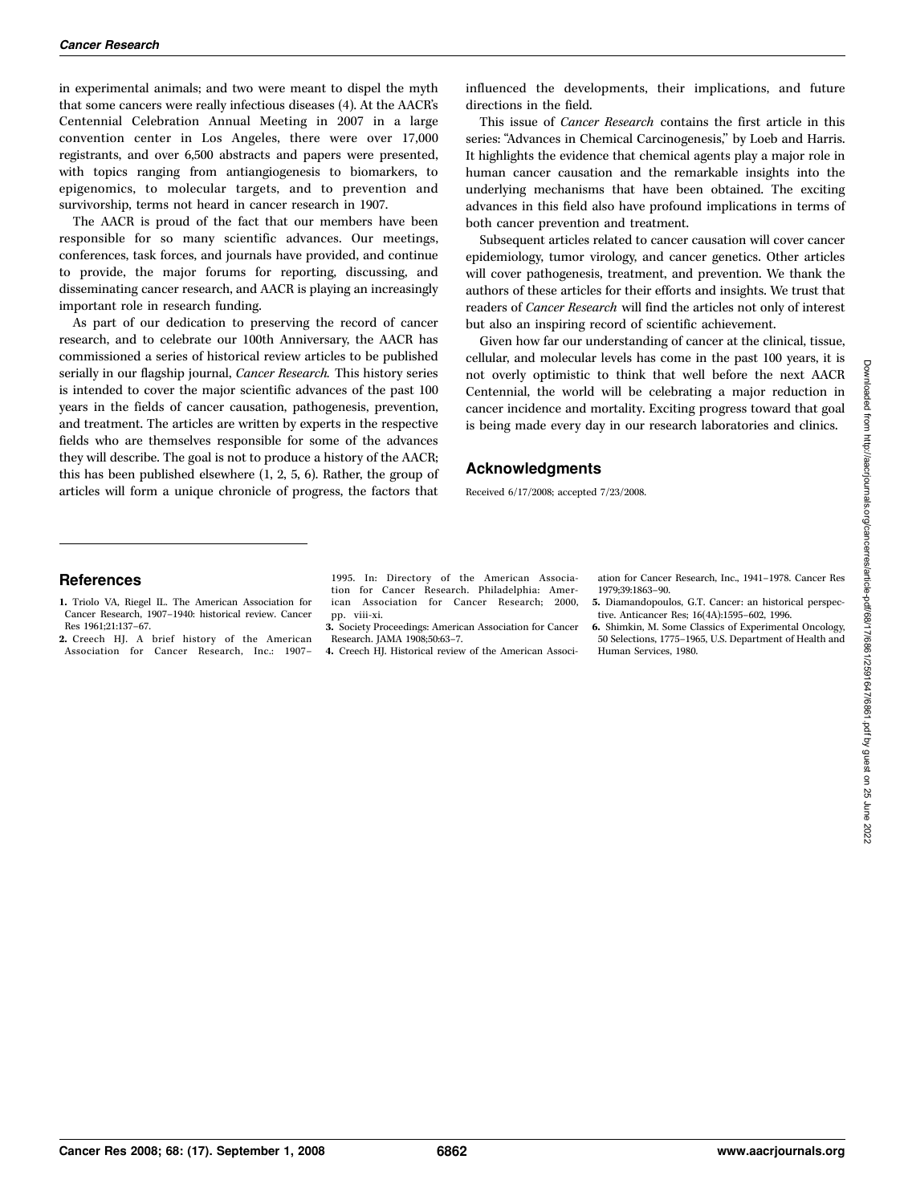in experimental animals; and two were meant to dispel the myth that some cancers were really infectious diseases (4). At the AACR's Centennial Celebration Annual Meeting in 2007 in a large convention center in Los Angeles, there were over 17,000 registrants, and over 6,500 abstracts and papers were presented, with topics ranging from antiangiogenesis to biomarkers, to epigenomics, to molecular targets, and to prevention and survivorship, terms not heard in cancer research in 1907.

The AACR is proud of the fact that our members have been responsible for so many scientific advances. Our meetings, conferences, task forces, and journals have provided, and continue to provide, the major forums for reporting, discussing, and disseminating cancer research, and AACR is playing an increasingly important role in research funding.

As part of our dedication to preserving the record of cancer research, and to celebrate our 100th Anniversary, the AACR has commissioned a series of historical review articles to be published serially in our flagship journal, *Cancer Research*. This history series is intended to cover the major scientific advances of the past 100 years in the fields of cancer causation, pathogenesis, prevention, and treatment. The articles are written by experts in the respective fields who are themselves responsible for some of the advances they will describe. The goal is not to produce a history of the AACR; this has been published elsewhere (1, 2, 5, 6). Rather, the group of articles will form a unique chronicle of progress, the factors that influenced the developments, their implications, and future directions in the field.

This issue of *Cancer Research* contains the first article in this series: "Advances in Chemical Carcinogenesis," by Loeb and Harris. It highlights the evidence that chemical agents play a major role in human cancer causation and the remarkable insights into the underlying mechanisms that have been obtained. The exciting advances in this field also have profound implications in terms of both cancer prevention and treatment.

Subsequent articles related to cancer causation will cover cancer epidemiology, tumor virology, and cancer genetics. Other articles will cover pathogenesis, treatment, and prevention. We thank the authors of these articles for their efforts and insights. We trust that readers of *Cancer Research* will find the articles not only of interest but also an inspiring record of scientific achievement.

Given how far our understanding of cancer at the clinical, tissue, cellular, and molecular levels has come in the past 100 years, it is not overly optimistic to think that well before the next AACR Centennial, the world will be celebrating a major reduction in cancer incidence and mortality. Exciting progress toward that goal is being made every day in our research laboratories and clinics.

## Acknowledgments

Received 6/17/2008; accepted 7/23/2008.

## References

1. Triolo VA, Riegel IL. The American Association for Cancer Research, 1907–1940: historical review. Cancer Res 1961;21:137–67.
2. Creech HJ. A brief history of the American Association for Cancer Research, Inc.: 1907–1995. In: Directory of the American Association for Cancer Research. Philadelphia: American Association for Cancer Research; 2000, pp. viii-xi.
3. Society Proceedings: American Association for Cancer Research. JAMA 1908;50:63–7.
4. Creech HJ. Historical review of the American Association for Cancer Research, Inc., 1941–1978. Cancer Res 1979;39:1863–90.
5. Diamandopoulos, G.T. Cancer: an historical perspective. Anticancer Res; 16(4A):1595–602, 1996.
6. Shimkin, M. Some Classics of Experimental Oncology, 50 Selections, 1775–1965, U.S. Department of Health and Human Services, 1980.